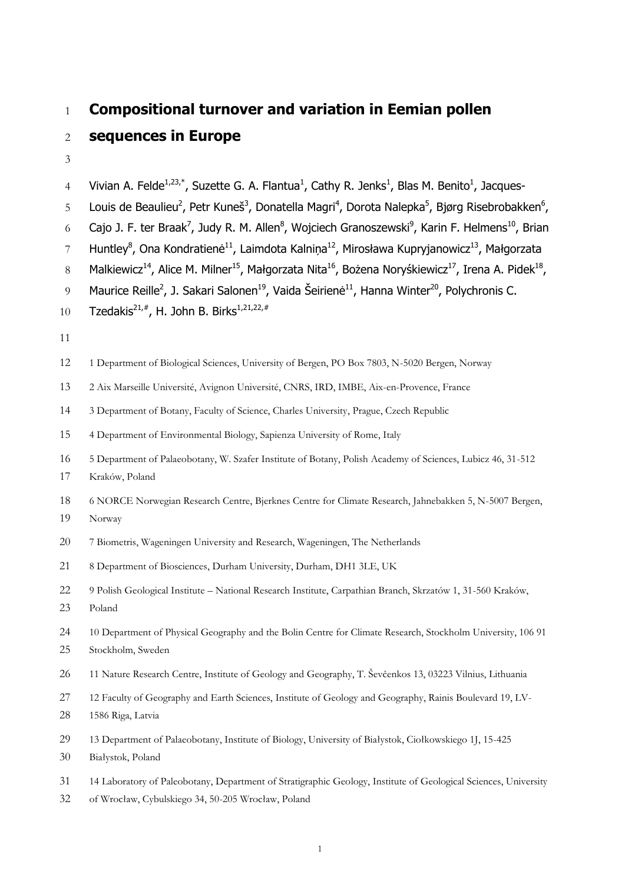# Compositional turnover and variation in Eemian pollen sequences in Europe

Vivian A. Felde[1,23,*], Suzette G. A. Flantua[1], Cathy R. Jenks[1], Blas M. Benito[1], Jacques-Louis de Beaulieu[2], Petr Kuneš[3], Donatella Magri[4], Dorota Nalepka[5], Bjørg Risebrobakken[6], Cajo J. F. ter Braak[7], Judy R. M. Allen[8], Wojciech Granoszewski[9], Karin F. Helmens[10], Brian Huntley[8], Ona Kondratienė[11], Laimdota Kalniņa[12], Mirosława Kupryjanowicz[13], Małgorzata Malkiewicz[14], Alice M. Milner[15], Małgorzata Nita[16], Bożena Noryśkiewicz[17], Irena A. Pidek[18], Maurice Reille[2], J. Sakari Salonen[19], Vaida Šeirienė[11], Hanna Winter[20], Polychronis C. Tzedakis[21,#], H. John B. Birks[1,21,22,#]

1 Department of Biological Sciences, University of Bergen, PO Box 7803, N-5020 Bergen, Norway

2 Aix Marseille Université, Avignon Université, CNRS, IRD, IMBE, Aix-en-Provence, France

3 Department of Botany, Faculty of Science, Charles University, Prague, Czech Republic

4 Department of Environmental Biology, Sapienza University of Rome, Italy

5 Department of Palaeobotany, W. Szafer Institute of Botany, Polish Academy of Sciences, Lubicz 46, 31-512 Kraków, Poland

6 NORCE Norwegian Research Centre, Bjerknes Centre for Climate Research, Jahnebakken 5, N-5007 Bergen, Norway

7 Biometris, Wageningen University and Research, Wageningen, The Netherlands

8 Department of Biosciences, Durham University, Durham, DH1 3LE, UK

9 Polish Geological Institute – National Research Institute, Carpathian Branch, Skrzatów 1, 31-560 Kraków, Poland

10 Department of Physical Geography and the Bolin Centre for Climate Research, Stockholm University, 106 91 Stockholm, Sweden

11 Nature Research Centre, Institute of Geology and Geography, T. Ševčenkos 13, 03223 Vilnius, Lithuania

12 Faculty of Geography and Earth Sciences, Institute of Geology and Geography, Rainis Boulevard 19, LV-1586 Riga, Latvia

13 Department of Palaeobotany, Institute of Biology, University of Białystok, Ciołkowskiego 1J, 15-425 Białystok, Poland

14 Laboratory of Paleobotany, Department of Stratigraphic Geology, Institute of Geological Sciences, University of Wrocław, Cybulskiego 34, 50-205 Wrocław, Poland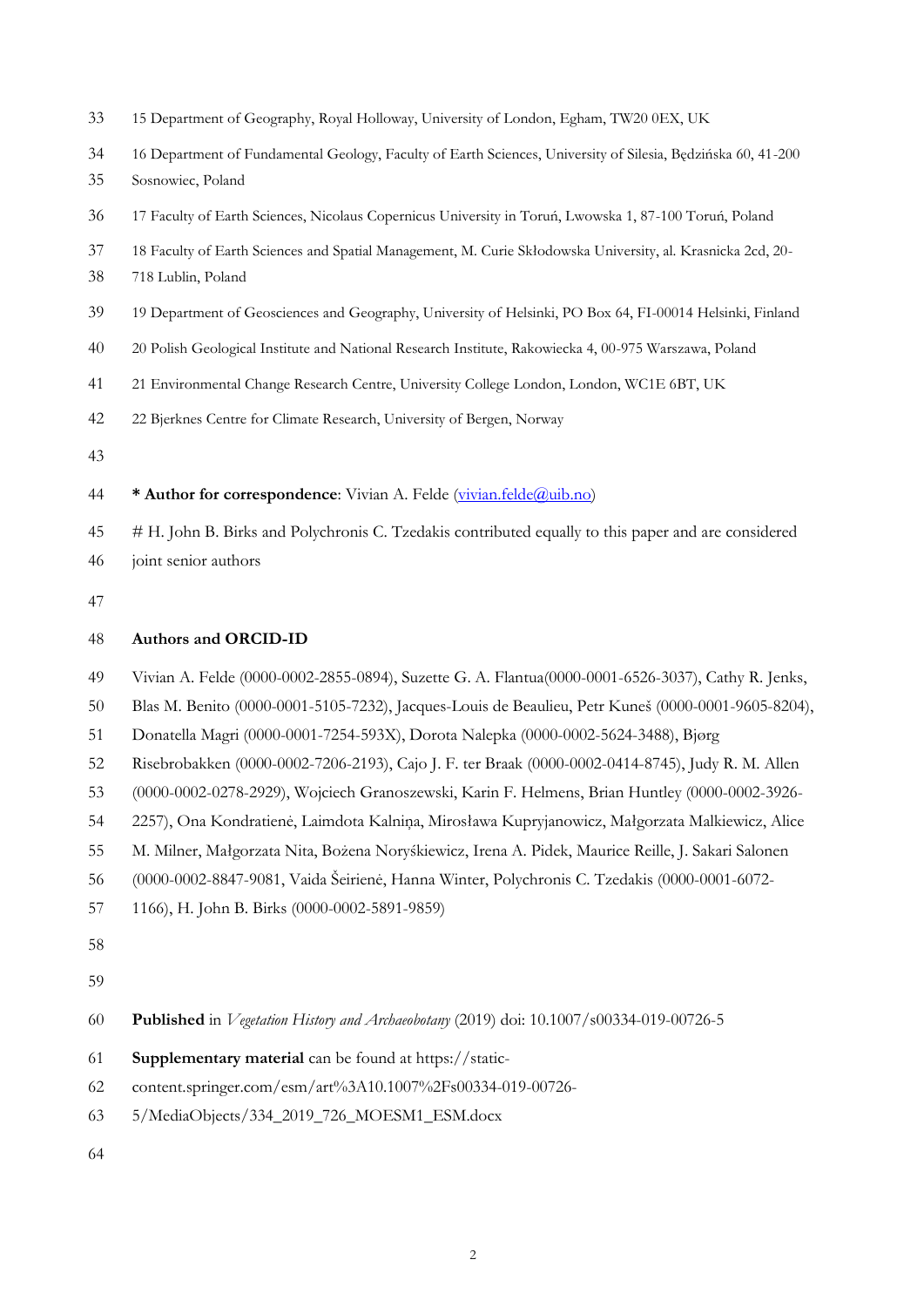15 Department of Geography, Royal Holloway, University of London, Egham, TW20 0EX, UK

16 Department of Fundamental Geology, Faculty of Earth Sciences, University of Silesia, Będzińska 60, 41-200 Sosnowiec, Poland

17 Faculty of Earth Sciences, Nicolaus Copernicus University in Toruń, Lwowska 1, 87-100 Toruń, Poland

18 Faculty of Earth Sciences and Spatial Management, M. Curie Skłodowska University, al. Krasnicka 2cd, 20-718 Lublin, Poland

19 Department of Geosciences and Geography, University of Helsinki, PO Box 64, FI-00014 Helsinki, Finland

20 Polish Geological Institute and National Research Institute, Rakowiecka 4, 00-975 Warszawa, Poland

21 Environmental Change Research Centre, University College London, London, WC1E 6BT, UK

22 Bjerknes Centre for Climate Research, University of Bergen, Norway

**\* Author for correspondence**: Vivian A. Felde (vivian.felde@uib.no)

# H. John B. Birks and Polychronis C. Tzedakis contributed equally to this paper and are considered joint senior authors

**Authors and ORCID-ID**

Vivian A. Felde (0000-0002-2855-0894), Suzette G. A. Flantua(0000-0001-6526-3037), Cathy R. Jenks, Blas M. Benito (0000-0001-5105-7232), Jacques-Louis de Beaulieu, Petr Kuneš (0000-0001-9605-8204), Donatella Magri (0000-0001-7254-593X), Dorota Nalepka (0000-0002-5624-3488), Bjørg Risebrobakken (0000-0002-7206-2193), Cajo J. F. ter Braak (0000-0002-0414-8745), Judy R. M. Allen (0000-0002-0278-2929), Wojciech Granoszewski, Karin F. Helmens, Brian Huntley (0000-0002-3926-2257), Ona Kondratienė, Laimdota Kalniņa, Mirosława Kupryjanowicz, Małgorzata Malkiewicz, Alice M. Milner, Małgorzata Nita, Bożena Noryśkiewicz, Irena A. Pidek, Maurice Reille, J. Sakari Salonen (0000-0002-8847-9081, Vaida Šeirienė, Hanna Winter, Polychronis C. Tzedakis (0000-0001-6072-1166), H. John B. Birks (0000-0002-5891-9859)

**Published** in *Vegetation History and Archaeobotany* (2019) doi: 10.1007/s00334-019-00726-5

**Supplementary material** can be found at https://static-content.springer.com/esm/art%3A10.1007%2Fs00334-019-00726-5/MediaObjects/334_2019_726_MOESM1_ESM.docx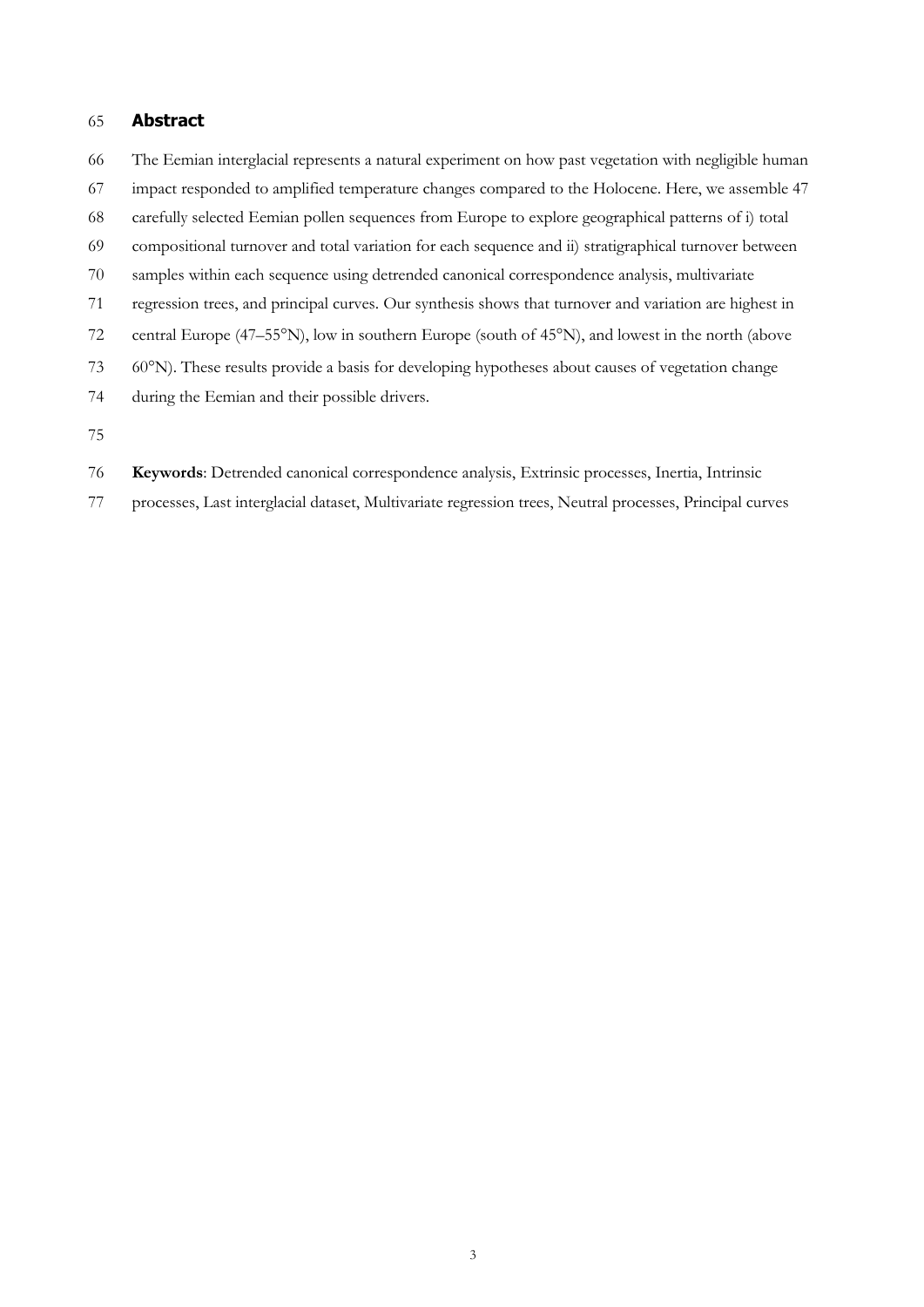## Abstract

The Eemian interglacial represents a natural experiment on how past vegetation with negligible human impact responded to amplified temperature changes compared to the Holocene. Here, we assemble 47 carefully selected Eemian pollen sequences from Europe to explore geographical patterns of i) total compositional turnover and total variation for each sequence and ii) stratigraphical turnover between samples within each sequence using detrended canonical correspondence analysis, multivariate regression trees, and principal curves. Our synthesis shows that turnover and variation are highest in central Europe (47–55°N), low in southern Europe (south of 45°N), and lowest in the north (above 60°N). These results provide a basis for developing hypotheses about causes of vegetation change during the Eemian and their possible drivers.

**Keywords**: Detrended canonical correspondence analysis, Extrinsic processes, Inertia, Intrinsic processes, Last interglacial dataset, Multivariate regression trees, Neutral processes, Principal curves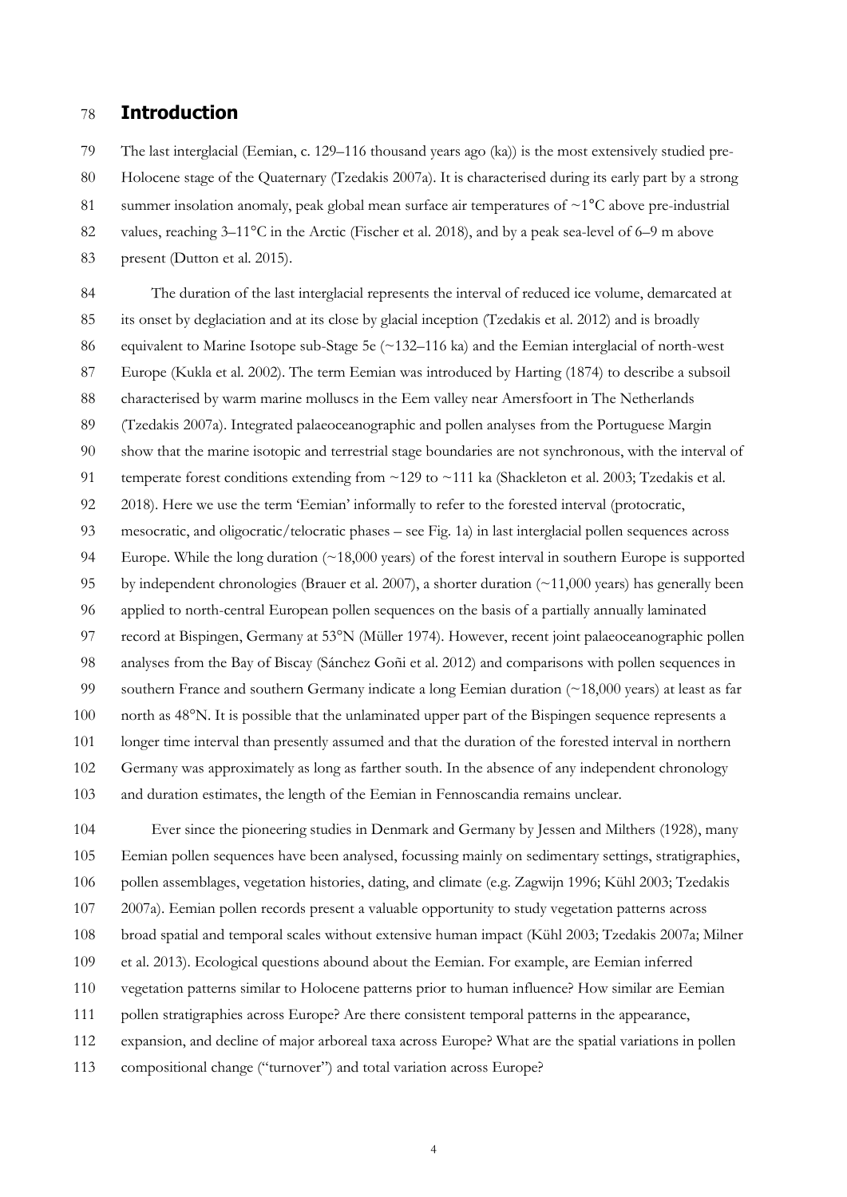## Introduction

The last interglacial (Eemian, c. 129–116 thousand years ago (ka)) is the most extensively studied pre-Holocene stage of the Quaternary (Tzedakis 2007a). It is characterised during its early part by a strong summer insolation anomaly, peak global mean surface air temperatures of ~1°C above pre-industrial values, reaching 3–11°C in the Arctic (Fischer et al. 2018), and by a peak sea-level of 6–9 m above present (Dutton et al. 2015).

The duration of the last interglacial represents the interval of reduced ice volume, demarcated at its onset by deglaciation and at its close by glacial inception (Tzedakis et al. 2012) and is broadly equivalent to Marine Isotope sub-Stage 5e (~132–116 ka) and the Eemian interglacial of north-west Europe (Kukla et al. 2002). The term Eemian was introduced by Harting (1874) to describe a subsoil characterised by warm marine molluscs in the Eem valley near Amersfoort in The Netherlands (Tzedakis 2007a). Integrated palaeoceanographic and pollen analyses from the Portuguese Margin show that the marine isotopic and terrestrial stage boundaries are not synchronous, with the interval of temperate forest conditions extending from ~129 to ~111 ka (Shackleton et al. 2003; Tzedakis et al. 2018). Here we use the term 'Eemian' informally to refer to the forested interval (protocratic, mesocratic, and oligocratic/telocratic phases – see Fig. 1a) in last interglacial pollen sequences across Europe. While the long duration (~18,000 years) of the forest interval in southern Europe is supported by independent chronologies (Brauer et al. 2007), a shorter duration (~11,000 years) has generally been applied to north-central European pollen sequences on the basis of a partially annually laminated record at Bispingen, Germany at 53°N (Müller 1974). However, recent joint palaeoceanographic pollen analyses from the Bay of Biscay (Sánchez Goñi et al. 2012) and comparisons with pollen sequences in southern France and southern Germany indicate a long Eemian duration (~18,000 years) at least as far north as 48°N. It is possible that the unlaminated upper part of the Bispingen sequence represents a longer time interval than presently assumed and that the duration of the forested interval in northern Germany was approximately as long as farther south. In the absence of any independent chronology and duration estimates, the length of the Eemian in Fennoscandia remains unclear.

Ever since the pioneering studies in Denmark and Germany by Jessen and Milthers (1928), many Eemian pollen sequences have been analysed, focussing mainly on sedimentary settings, stratigraphies, pollen assemblages, vegetation histories, dating, and climate (e.g. Zagwijn 1996; Kühl 2003; Tzedakis 2007a). Eemian pollen records present a valuable opportunity to study vegetation patterns across broad spatial and temporal scales without extensive human impact (Kühl 2003; Tzedakis 2007a; Milner et al. 2013). Ecological questions abound about the Eemian. For example, are Eemian inferred vegetation patterns similar to Holocene patterns prior to human influence? How similar are Eemian pollen stratigraphies across Europe? Are there consistent temporal patterns in the appearance, expansion, and decline of major arboreal taxa across Europe? What are the spatial variations in pollen compositional change ("turnover") and total variation across Europe?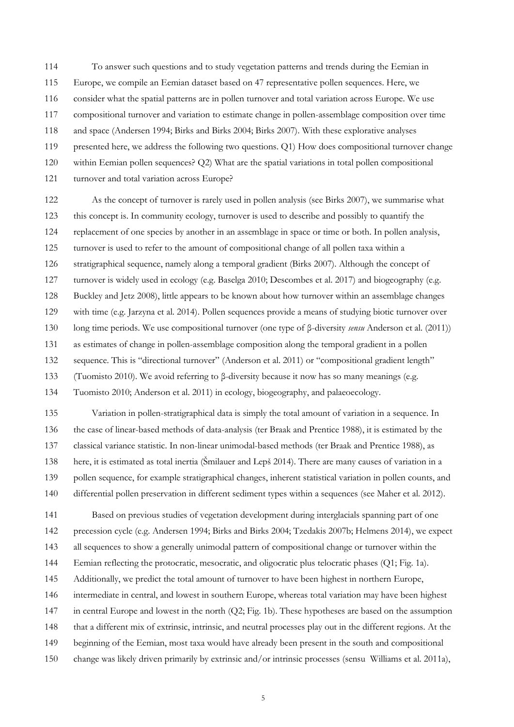To answer such questions and to study vegetation patterns and trends during the Eemian in Europe, we compile an Eemian dataset based on 47 representative pollen sequences. Here, we consider what the spatial patterns are in pollen turnover and total variation across Europe. We use compositional turnover and variation to estimate change in pollen-assemblage composition over time and space (Andersen 1994; Birks and Birks 2004; Birks 2007). With these explorative analyses presented here, we address the following two questions. Q1) How does compositional turnover change within Eemian pollen sequences? Q2) What are the spatial variations in total pollen compositional turnover and total variation across Europe?

As the concept of turnover is rarely used in pollen analysis (see Birks 2007), we summarise what this concept is. In community ecology, turnover is used to describe and possibly to quantify the replacement of one species by another in an assemblage in space or time or both. In pollen analysis, turnover is used to refer to the amount of compositional change of all pollen taxa within a stratigraphical sequence, namely along a temporal gradient (Birks 2007). Although the concept of turnover is widely used in ecology (e.g. Baselga 2010; Descombes et al. 2017) and biogeography (e.g. Buckley and Jetz 2008), little appears to be known about how turnover within an assemblage changes with time (e.g. Jarzyna et al. 2014). Pollen sequences provide a means of studying biotic turnover over long time periods. We use compositional turnover (one type of β-diversity *sensu* Anderson et al. (2011)) as estimates of change in pollen-assemblage composition along the temporal gradient in a pollen sequence. This is "directional turnover" (Anderson et al. 2011) or "compositional gradient length" (Tuomisto 2010). We avoid referring to β-diversity because it now has so many meanings (e.g. Tuomisto 2010; Anderson et al. 2011) in ecology, biogeography, and palaeoecology.

Variation in pollen-stratigraphical data is simply the total amount of variation in a sequence. In the case of linear-based methods of data-analysis (ter Braak and Prentice 1988), it is estimated by the classical variance statistic. In non-linear unimodal-based methods (ter Braak and Prentice 1988), as here, it is estimated as total inertia (Šmilauer and Lepš 2014). There are many causes of variation in a pollen sequence, for example stratigraphical changes, inherent statistical variation in pollen counts, and differential pollen preservation in different sediment types within a sequences (see Maher et al. 2012).

Based on previous studies of vegetation development during interglacials spanning part of one precession cycle (e.g. Andersen 1994; Birks and Birks 2004; Tzedakis 2007b; Helmens 2014), we expect all sequences to show a generally unimodal pattern of compositional change or turnover within the Eemian reflecting the protocratic, mesocratic, and oligocratic plus telocratic phases (Q1; Fig. 1a). Additionally, we predict the total amount of turnover to have been highest in northern Europe, intermediate in central, and lowest in southern Europe, whereas total variation may have been highest in central Europe and lowest in the north (Q2; Fig. 1b). These hypotheses are based on the assumption that a different mix of extrinsic, intrinsic, and neutral processes play out in the different regions. At the beginning of the Eemian, most taxa would have already been present in the south and compositional change was likely driven primarily by extrinsic and/or intrinsic processes (sensu Williams et al. 2011a),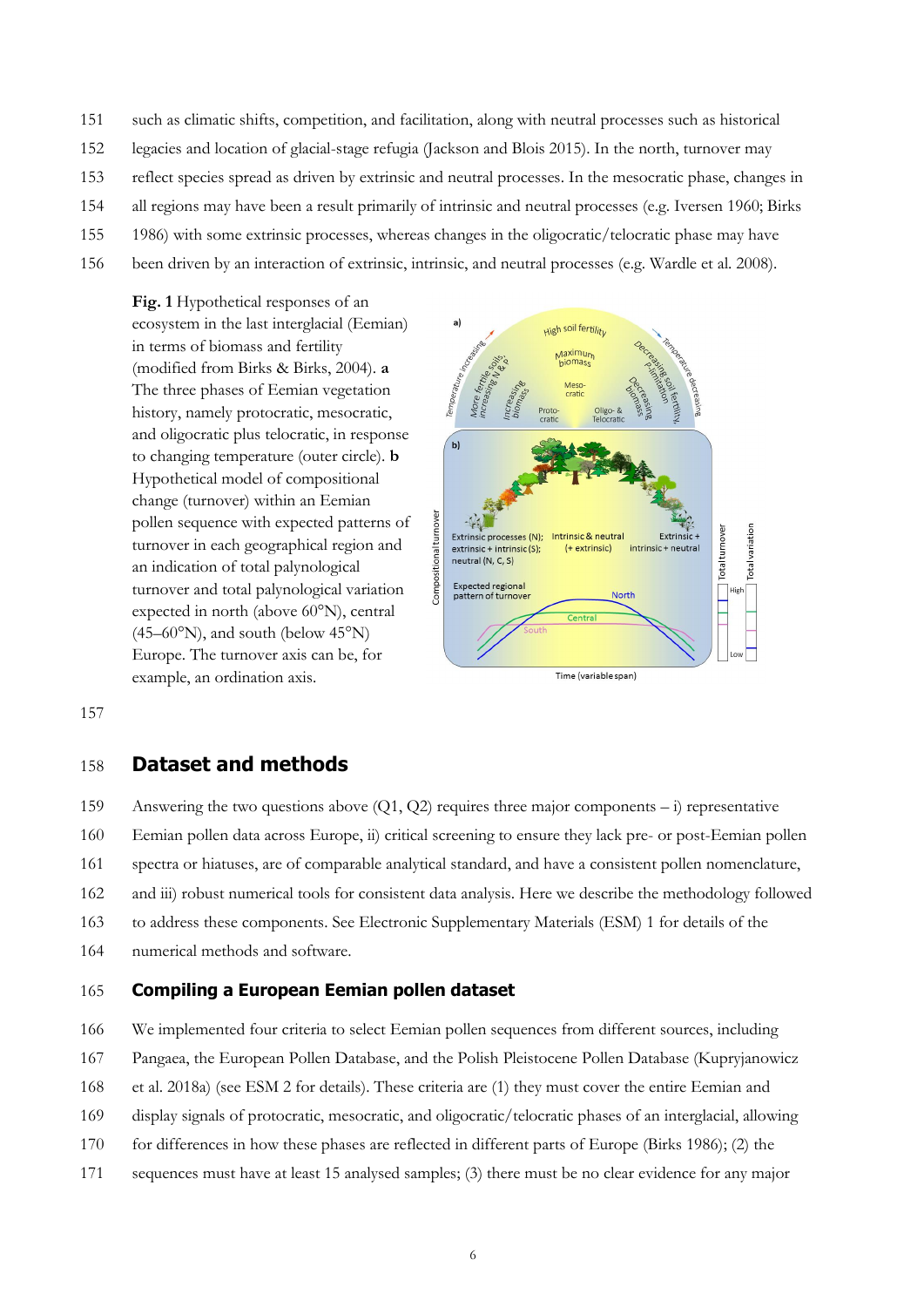such as climatic shifts, competition, and facilitation, along with neutral processes such as historical legacies and location of glacial-stage refugia (Jackson and Blois 2015). In the north, turnover may reflect species spread as driven by extrinsic and neutral processes. In the mesocratic phase, changes in all regions may have been a result primarily of intrinsic and neutral processes (e.g. Iversen 1960; Birks 1986) with some extrinsic processes, whereas changes in the oligocratic/telocratic phase may have been driven by an interaction of extrinsic, intrinsic, and neutral processes (e.g. Wardle et al. 2008).

**Fig. 1** Hypothetical responses of an ecosystem in the last interglacial (Eemian) in terms of biomass and fertility (modified from Birks & Birks, 2004). **a** The three phases of Eemian vegetation history, namely protocratic, mesocratic, and oligocratic plus telocratic, in response to changing temperature (outer circle). **b** Hypothetical model of compositional change (turnover) within an Eemian pollen sequence with expected patterns of turnover in each geographical region and an indication of total palynological turnover and total palynological variation expected in north (above 60°N), central (45–60°N), and south (below 45°N) Europe. The turnover axis can be, for example, an ordination axis.

## Dataset and methods

Answering the two questions above (Q1, Q2) requires three major components – i) representative Eemian pollen data across Europe, ii) critical screening to ensure they lack pre- or post-Eemian pollen spectra or hiatuses, are of comparable analytical standard, and have a consistent pollen nomenclature, and iii) robust numerical tools for consistent data analysis. Here we describe the methodology followed to address these components. See Electronic Supplementary Materials (ESM) 1 for details of the numerical methods and software.

### Compiling a European Eemian pollen dataset

We implemented four criteria to select Eemian pollen sequences from different sources, including Pangaea, the European Pollen Database, and the Polish Pleistocene Pollen Database (Kupryjanowicz et al. 2018a) (see ESM 2 for details). These criteria are (1) they must cover the entire Eemian and display signals of protocratic, mesocratic, and oligocratic/telocratic phases of an interglacial, allowing for differences in how these phases are reflected in different parts of Europe (Birks 1986); (2) the sequences must have at least 15 analysed samples; (3) there must be no clear evidence for any major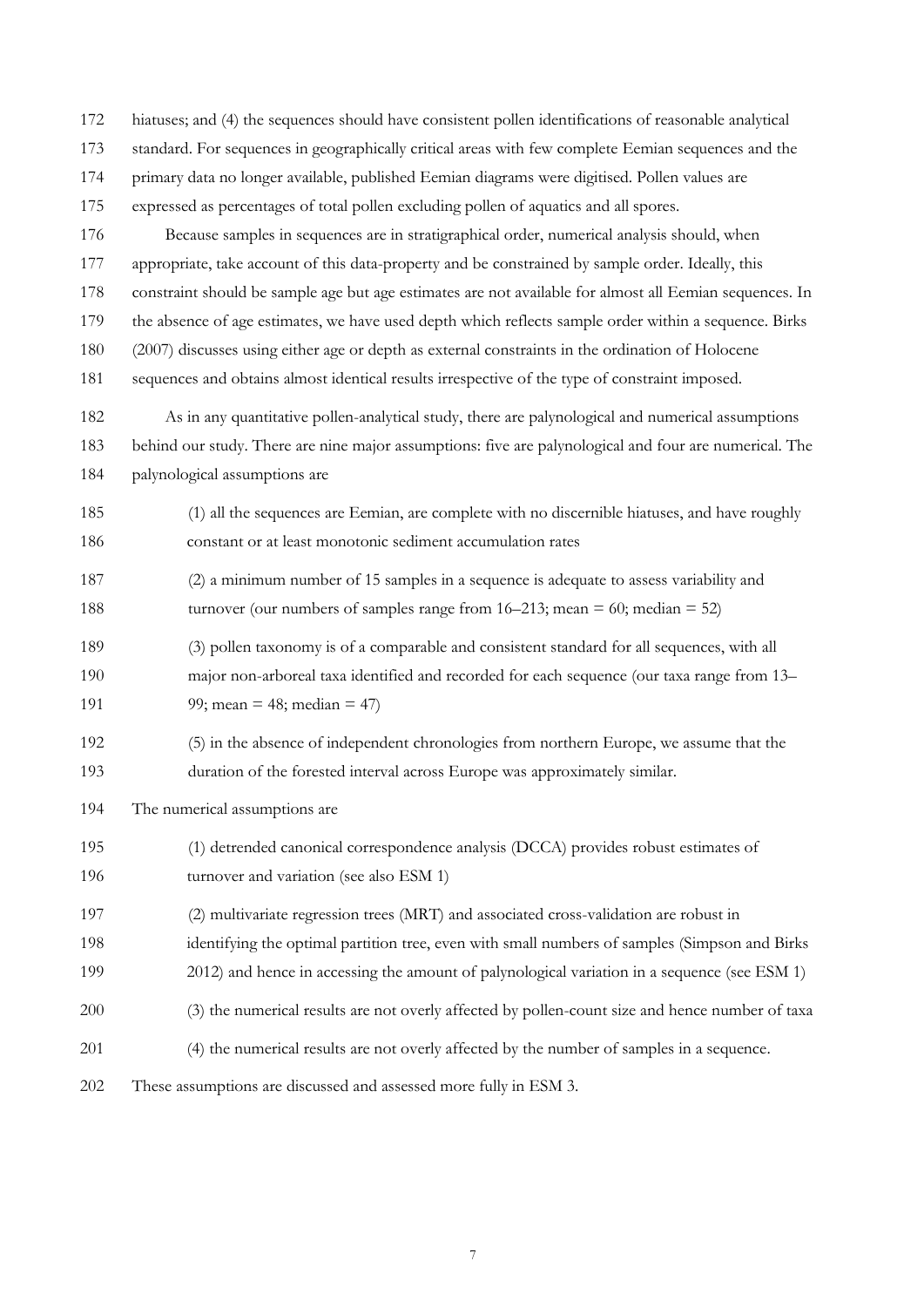hiatuses; and (4) the sequences should have consistent pollen identifications of reasonable analytical standard. For sequences in geographically critical areas with few complete Eemian sequences and the primary data no longer available, published Eemian diagrams were digitised. Pollen values are expressed as percentages of total pollen excluding pollen of aquatics and all spores.

Because samples in sequences are in stratigraphical order, numerical analysis should, when appropriate, take account of this data-property and be constrained by sample order. Ideally, this constraint should be sample age but age estimates are not available for almost all Eemian sequences. In the absence of age estimates, we have used depth which reflects sample order within a sequence. Birks (2007) discusses using either age or depth as external constraints in the ordination of Holocene sequences and obtains almost identical results irrespective of the type of constraint imposed.

As in any quantitative pollen-analytical study, there are palynological and numerical assumptions behind our study. There are nine major assumptions: five are palynological and four are numerical. The palynological assumptions are

(1) all the sequences are Eemian, are complete with no discernible hiatuses, and have roughly constant or at least monotonic sediment accumulation rates

(2) a minimum number of 15 samples in a sequence is adequate to assess variability and turnover (our numbers of samples range from 16–213; mean = 60; median = 52)

(3) pollen taxonomy is of a comparable and consistent standard for all sequences, with all major non-arboreal taxa identified and recorded for each sequence (our taxa range from 13–99; mean = 48; median = 47)

(5) in the absence of independent chronologies from northern Europe, we assume that the duration of the forested interval across Europe was approximately similar.

The numerical assumptions are

(1) detrended canonical correspondence analysis (DCCA) provides robust estimates of turnover and variation (see also ESM 1)

(2) multivariate regression trees (MRT) and associated cross-validation are robust in identifying the optimal partition tree, even with small numbers of samples (Simpson and Birks 2012) and hence in accessing the amount of palynological variation in a sequence (see ESM 1)

(3) the numerical results are not overly affected by pollen-count size and hence number of taxa

(4) the numerical results are not overly affected by the number of samples in a sequence.

These assumptions are discussed and assessed more fully in ESM 3.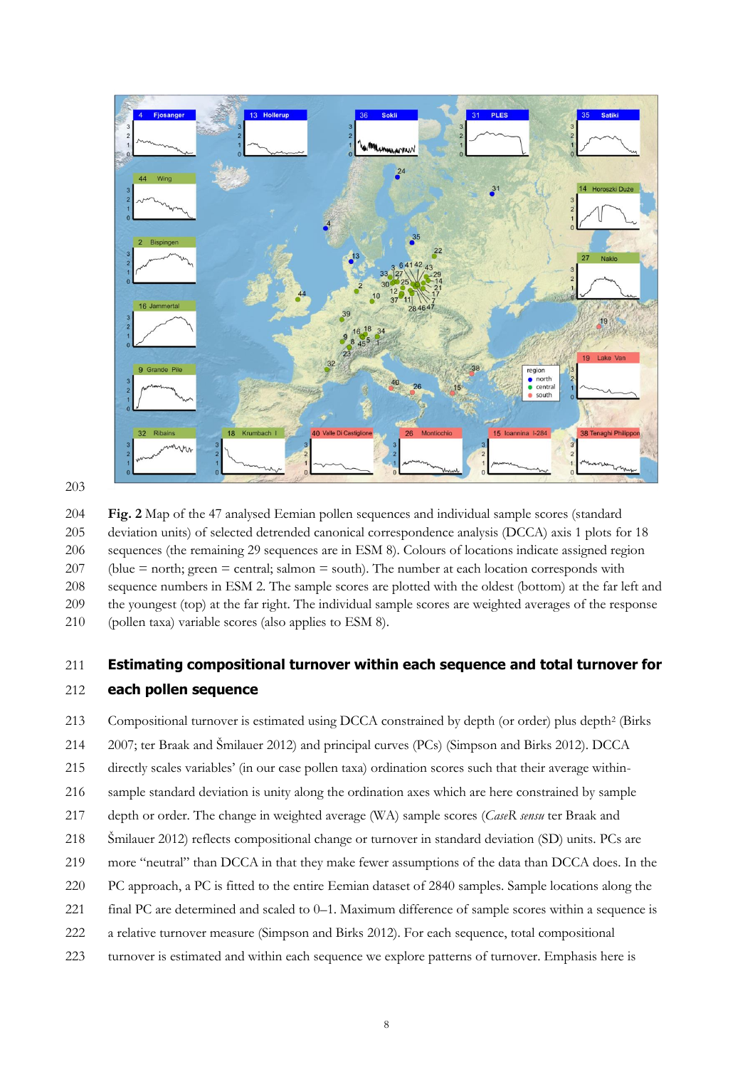**Fig. 2** Map of the 47 analysed Eemian pollen sequences and individual sample scores (standard deviation units) of selected detrended canonical correspondence analysis (DCCA) axis 1 plots for 18 sequences (the remaining 29 sequences are in ESM 8). Colours of locations indicate assigned region (blue = north; green = central; salmon = south). The number at each location corresponds with sequence numbers in ESM 2. The sample scores are plotted with the oldest (bottom) at the far left and the youngest (top) at the far right. The individual sample scores are weighted averages of the response (pollen taxa) variable scores (also applies to ESM 8).

## Estimating compositional turnover within each sequence and total turnover for each pollen sequence

Compositional turnover is estimated using DCCA constrained by depth (or order) plus depth$^2$ (Birks 2007; ter Braak and Šmilauer 2012) and principal curves (PCs) (Simpson and Birks 2012). DCCA directly scales variables' (in our case pollen taxa) ordination scores such that their average within-sample standard deviation is unity along the ordination axes which are here constrained by sample depth or order. The change in weighted average (WA) sample scores (*CaseR sensu* ter Braak and Šmilauer 2012) reflects compositional change or turnover in standard deviation (SD) units. PCs are more "neutral" than DCCA in that they make fewer assumptions of the data than DCCA does. In the PC approach, a PC is fitted to the entire Eemian dataset of 2840 samples. Sample locations along the final PC are determined and scaled to 0–1. Maximum difference of sample scores within a sequence is a relative turnover measure (Simpson and Birks 2012). For each sequence, total compositional turnover is estimated and within each sequence we explore patterns of turnover. Emphasis here is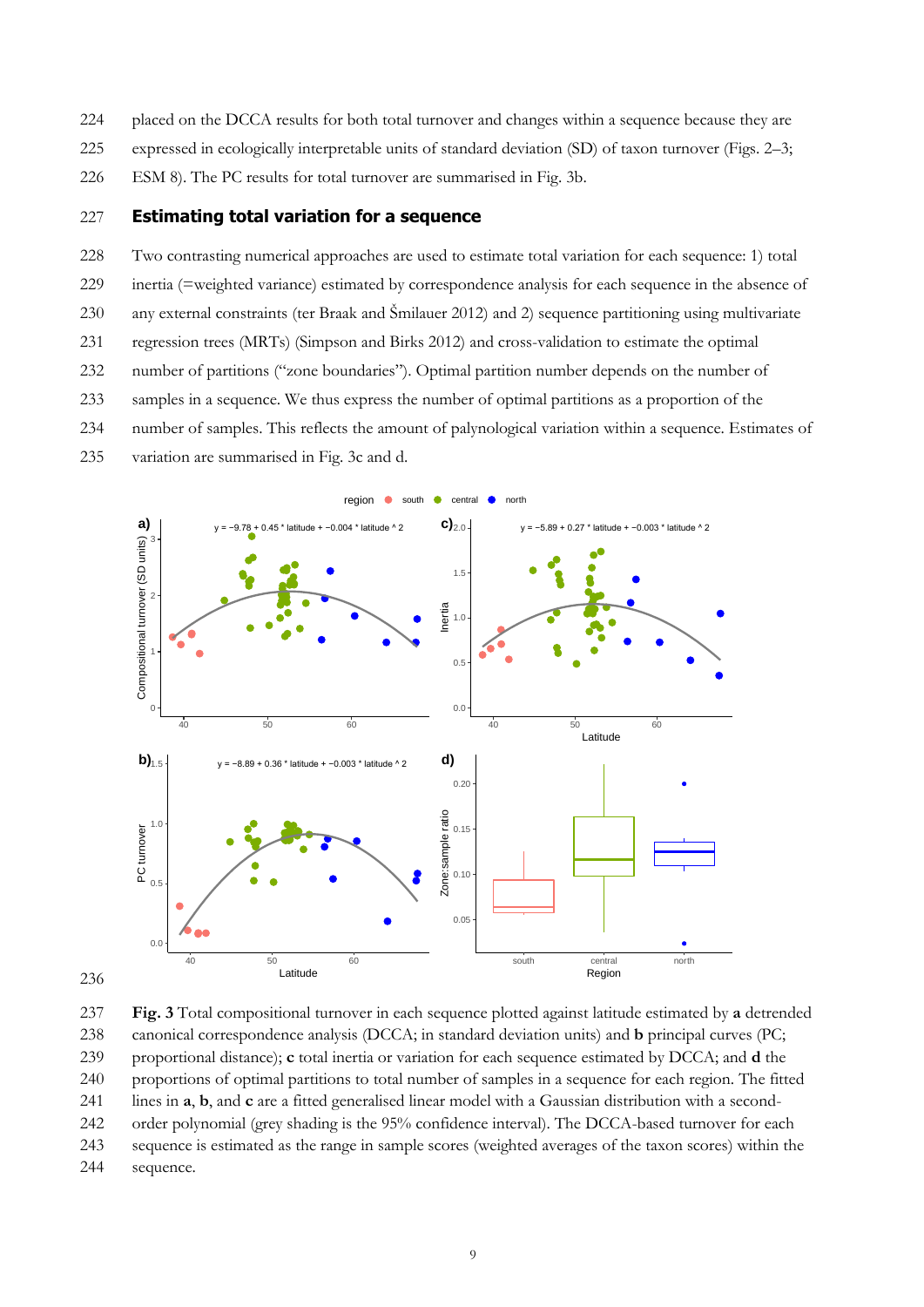placed on the DCCA results for both total turnover and changes within a sequence because they are expressed in ecologically interpretable units of standard deviation (SD) of taxon turnover (Figs. 2–3; ESM 8). The PC results for total turnover are summarised in Fig. 3b.

## Estimating total variation for a sequence

Two contrasting numerical approaches are used to estimate total variation for each sequence: 1) total inertia (=weighted variance) estimated by correspondence analysis for each sequence in the absence of any external constraints (ter Braak and Šmilauer 2012) and 2) sequence partitioning using multivariate regression trees (MRTs) (Simpson and Birks 2012) and cross-validation to estimate the optimal number of partitions ("zone boundaries"). Optimal partition number depends on the number of samples in a sequence. We thus express the number of optimal partitions as a proportion of the number of samples. This reflects the amount of palynological variation within a sequence. Estimates of variation are summarised in Fig. 3c and d.

**Fig. 3** Total compositional turnover in each sequence plotted against latitude estimated by **a** detrended canonical correspondence analysis (DCCA; in standard deviation units) and **b** principal curves (PC; proportional distance); **c** total inertia or variation for each sequence estimated by DCCA; and **d** the proportions of optimal partitions to total number of samples in a sequence for each region. The fitted lines in **a**, **b**, and **c** are a fitted generalised linear model with a Gaussian distribution with a second-order polynomial (grey shading is the 95% confidence interval). The DCCA-based turnover for each sequence is estimated as the range in sample scores (weighted averages of the taxon scores) within the sequence.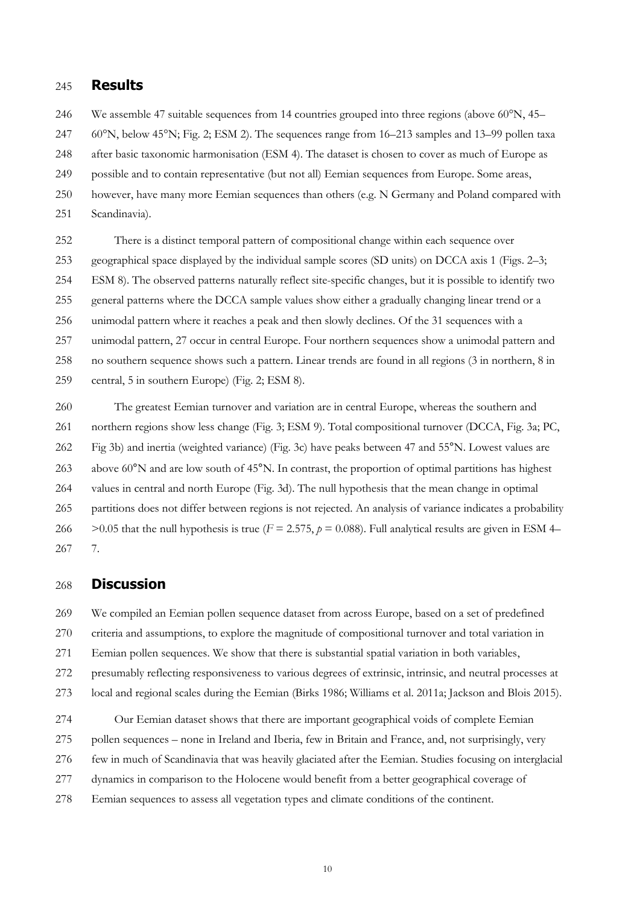## Results

We assemble 47 suitable sequences from 14 countries grouped into three regions (above 60°N, 45–60°N, below 45°N; Fig. 2; ESM 2). The sequences range from 16–213 samples and 13–99 pollen taxa after basic taxonomic harmonisation (ESM 4). The dataset is chosen to cover as much of Europe as possible and to contain representative (but not all) Eemian sequences from Europe. Some areas, however, have many more Eemian sequences than others (e.g. N Germany and Poland compared with Scandinavia).

There is a distinct temporal pattern of compositional change within each sequence over geographical space displayed by the individual sample scores (SD units) on DCCA axis 1 (Figs. 2–3; ESM 8). The observed patterns naturally reflect site-specific changes, but it is possible to identify two general patterns where the DCCA sample values show either a gradually changing linear trend or a unimodal pattern where it reaches a peak and then slowly declines. Of the 31 sequences with a unimodal pattern, 27 occur in central Europe. Four northern sequences show a unimodal pattern and no southern sequence shows such a pattern. Linear trends are found in all regions (3 in northern, 8 in central, 5 in southern Europe) (Fig. 2; ESM 8).

The greatest Eemian turnover and variation are in central Europe, whereas the southern and northern regions show less change (Fig. 3; ESM 9). Total compositional turnover (DCCA, Fig. 3a; PC, Fig 3b) and inertia (weighted variance) (Fig. 3c) have peaks between 47 and 55°N. Lowest values are above 60°N and are low south of 45°N. In contrast, the proportion of optimal partitions has highest values in central and north Europe (Fig. 3d). The null hypothesis that the mean change in optimal partitions does not differ between regions is not rejected. An analysis of variance indicates a probability >0.05 that the null hypothesis is true ($F = 2.575$, $p = 0.088$). Full analytical results are given in ESM 4–7.

## Discussion

We compiled an Eemian pollen sequence dataset from across Europe, based on a set of predefined criteria and assumptions, to explore the magnitude of compositional turnover and total variation in Eemian pollen sequences. We show that there is substantial spatial variation in both variables, presumably reflecting responsiveness to various degrees of extrinsic, intrinsic, and neutral processes at local and regional scales during the Eemian (Birks 1986; Williams et al. 2011a; Jackson and Blois 2015).

Our Eemian dataset shows that there are important geographical voids of complete Eemian pollen sequences – none in Ireland and Iberia, few in Britain and France, and, not surprisingly, very few in much of Scandinavia that was heavily glaciated after the Eemian. Studies focusing on interglacial dynamics in comparison to the Holocene would benefit from a better geographical coverage of Eemian sequences to assess all vegetation types and climate conditions of the continent.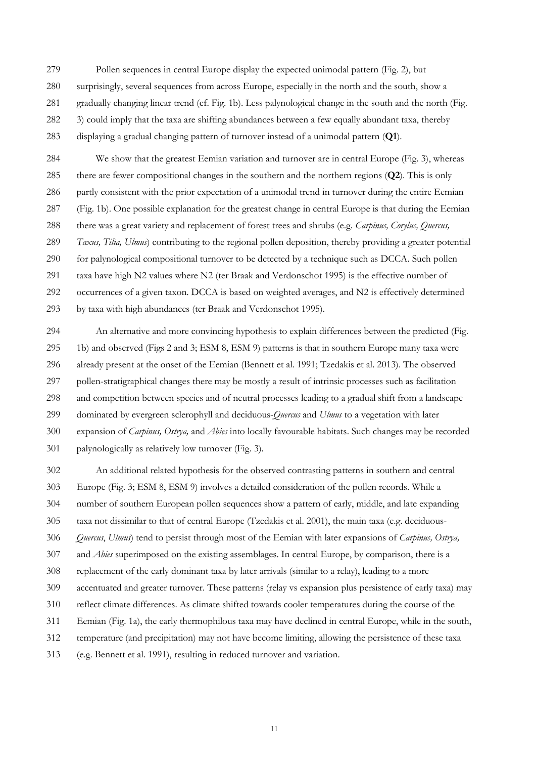Pollen sequences in central Europe display the expected unimodal pattern (Fig. 2), but surprisingly, several sequences from across Europe, especially in the north and the south, show a gradually changing linear trend (cf. Fig. 1b). Less palynological change in the south and the north (Fig. 3) could imply that the taxa are shifting abundances between a few equally abundant taxa, thereby displaying a gradual changing pattern of turnover instead of a unimodal pattern (**Q1**).

We show that the greatest Eemian variation and turnover are in central Europe (Fig. 3), whereas there are fewer compositional changes in the southern and the northern regions (**Q2**). This is only partly consistent with the prior expectation of a unimodal trend in turnover during the entire Eemian (Fig. 1b). One possible explanation for the greatest change in central Europe is that during the Eemian there was a great variety and replacement of forest trees and shrubs (e.g. *Carpinus, Corylus, Quercus, Taxus, Tilia, Ulmus*) contributing to the regional pollen deposition, thereby providing a greater potential for palynological compositional turnover to be detected by a technique such as DCCA. Such pollen taxa have high N2 values where N2 (ter Braak and Verdonschot 1995) is the effective number of occurrences of a given taxon. DCCA is based on weighted averages, and N2 is effectively determined by taxa with high abundances (ter Braak and Verdonschot 1995).

An alternative and more convincing hypothesis to explain differences between the predicted (Fig. 1b) and observed (Figs 2 and 3; ESM 8, ESM 9) patterns is that in southern Europe many taxa were already present at the onset of the Eemian (Bennett et al. 1991; Tzedakis et al. 2013). The observed pollen-stratigraphical changes there may be mostly a result of intrinsic processes such as facilitation and competition between species and of neutral processes leading to a gradual shift from a landscape dominated by evergreen sclerophyll and deciduous-*Quercus* and *Ulmus* to a vegetation with later expansion of *Carpinus, Ostrya,* and *Abies* into locally favourable habitats. Such changes may be recorded palynologically as relatively low turnover (Fig. 3).

An additional related hypothesis for the observed contrasting patterns in southern and central Europe (Fig. 3; ESM 8, ESM 9) involves a detailed consideration of the pollen records. While a number of southern European pollen sequences show a pattern of early, middle, and late expanding taxa not dissimilar to that of central Europe (Tzedakis et al. 2001), the main taxa (e.g. deciduous-*Quercus*, *Ulmus*) tend to persist through most of the Eemian with later expansions of *Carpinus, Ostrya,* and *Abies* superimposed on the existing assemblages. In central Europe, by comparison, there is a replacement of the early dominant taxa by later arrivals (similar to a relay), leading to a more accentuated and greater turnover. These patterns (relay vs expansion plus persistence of early taxa) may reflect climate differences. As climate shifted towards cooler temperatures during the course of the Eemian (Fig. 1a), the early thermophilous taxa may have declined in central Europe, while in the south, temperature (and precipitation) may not have become limiting, allowing the persistence of these taxa (e.g. Bennett et al. 1991), resulting in reduced turnover and variation.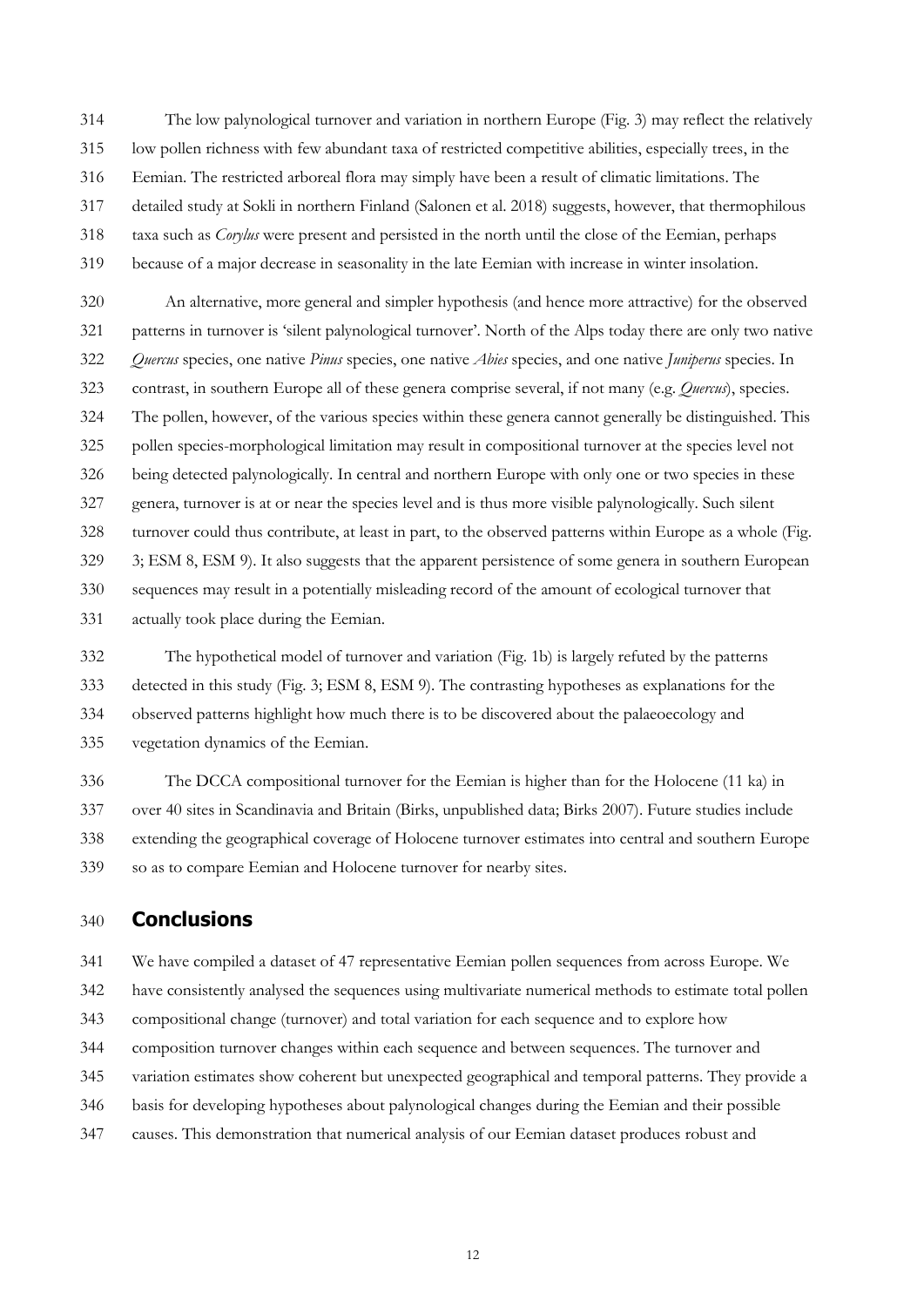The low palynological turnover and variation in northern Europe (Fig. 3) may reflect the relatively low pollen richness with few abundant taxa of restricted competitive abilities, especially trees, in the Eemian. The restricted arboreal flora may simply have been a result of climatic limitations. The detailed study at Sokli in northern Finland (Salonen et al. 2018) suggests, however, that thermophilous taxa such as *Corylus* were present and persisted in the north until the close of the Eemian, perhaps because of a major decrease in seasonality in the late Eemian with increase in winter insolation.

An alternative, more general and simpler hypothesis (and hence more attractive) for the observed patterns in turnover is 'silent palynological turnover'. North of the Alps today there are only two native *Quercus* species, one native *Pinus* species, one native *Abies* species, and one native *Juniperus* species. In contrast, in southern Europe all of these genera comprise several, if not many (e.g. *Quercus*), species. The pollen, however, of the various species within these genera cannot generally be distinguished. This pollen species-morphological limitation may result in compositional turnover at the species level not being detected palynologically. In central and northern Europe with only one or two species in these genera, turnover is at or near the species level and is thus more visible palynologically. Such silent turnover could thus contribute, at least in part, to the observed patterns within Europe as a whole (Fig. 3; ESM 8, ESM 9). It also suggests that the apparent persistence of some genera in southern European sequences may result in a potentially misleading record of the amount of ecological turnover that actually took place during the Eemian.

The hypothetical model of turnover and variation (Fig. 1b) is largely refuted by the patterns detected in this study (Fig. 3; ESM 8, ESM 9). The contrasting hypotheses as explanations for the observed patterns highlight how much there is to be discovered about the palaeoecology and vegetation dynamics of the Eemian.

The DCCA compositional turnover for the Eemian is higher than for the Holocene (11 ka) in over 40 sites in Scandinavia and Britain (Birks, unpublished data; Birks 2007). Future studies include extending the geographical coverage of Holocene turnover estimates into central and southern Europe so as to compare Eemian and Holocene turnover for nearby sites.

## Conclusions

We have compiled a dataset of 47 representative Eemian pollen sequences from across Europe. We have consistently analysed the sequences using multivariate numerical methods to estimate total pollen compositional change (turnover) and total variation for each sequence and to explore how composition turnover changes within each sequence and between sequences. The turnover and variation estimates show coherent but unexpected geographical and temporal patterns. They provide a basis for developing hypotheses about palynological changes during the Eemian and their possible causes. This demonstration that numerical analysis of our Eemian dataset produces robust and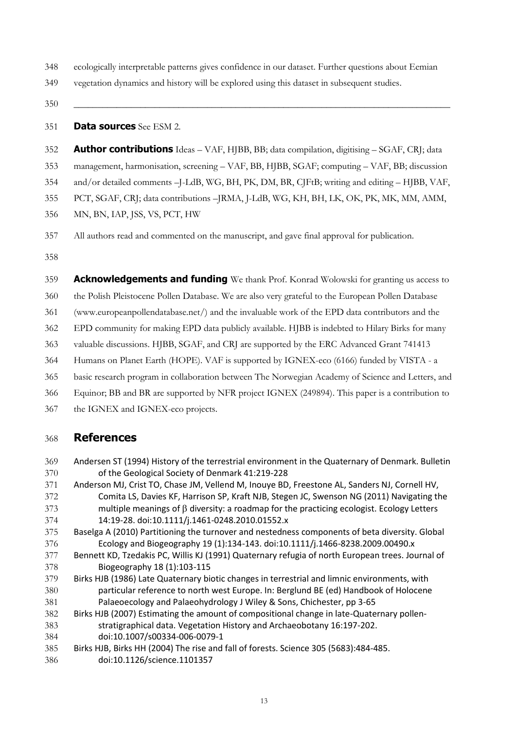ecologically interpretable patterns gives confidence in our dataset. Further questions about Eemian vegetation dynamics and history will be explored using this dataset in subsequent studies.

---

**Data sources** See ESM 2.

**Author contributions** Ideas – VAF, HJBB, BB; data compilation, digitising – SGAF, CRJ; data management, harmonisation, screening – VAF, BB, HJBB, SGAF; computing – VAF, BB; discussion and/or detailed comments –J-LdB, WG, BH, PK, DM, BR, CJFtB; writing and editing – HJBB, VAF, PCT, SGAF, CRJ; data contributions –JRMA, J-LdB, WG, KH, BH, LK, OK, PK, MK, MM, AMM, MN, BN, IAP, JSS, VS, PCT, HW

All authors read and commented on the manuscript, and gave final approval for publication.

**Acknowledgements and funding** We thank Prof. Konrad Wolowski for granting us access to the Polish Pleistocene Pollen Database. We are also very grateful to the European Pollen Database (www.europeanpollendatabase.net/) and the invaluable work of the EPD data contributors and the EPD community for making EPD data publicly available. HJBB is indebted to Hilary Birks for many valuable discussions. HJBB, SGAF, and CRJ are supported by the ERC Advanced Grant 741413 Humans on Planet Earth (HOPE). VAF is supported by IGNEX-eco (6166) funded by VISTA - a basic research program in collaboration between The Norwegian Academy of Science and Letters, and Equinor; BB and BR are supported by NFR project IGNEX (249894). This paper is a contribution to the IGNEX and IGNEX-eco projects.

# References

Andersen ST (1994) History of the terrestrial environment in the Quaternary of Denmark. Bulletin of the Geological Society of Denmark 41:219-228

Anderson MJ, Crist TO, Chase JM, Vellend M, Inouye BD, Freestone AL, Sanders NJ, Cornell HV, Comita LS, Davies KF, Harrison SP, Kraft NJB, Stegen JC, Swenson NG (2011) Navigating the multiple meanings of β diversity: a roadmap for the practicing ecologist. Ecology Letters 14:19-28. doi:10.1111/j.1461-0248.2010.01552.x

Baselga A (2010) Partitioning the turnover and nestedness components of beta diversity. Global Ecology and Biogeography 19 (1):134-143. doi:10.1111/j.1466-8238.2009.00490.x

Bennett KD, Tzedakis PC, Willis KJ (1991) Quaternary refugia of north European trees. Journal of Biogeography 18 (1):103-115

Birks HJB (1986) Late Quaternary biotic changes in terrestrial and limnic environments, with particular reference to north west Europe. In: Berglund BE (ed) Handbook of Holocene Palaeoecology and Palaeohydrology J Wiley & Sons, Chichester, pp 3-65

Birks HJB (2007) Estimating the amount of compositional change in late-Quaternary pollen-stratigraphical data. Vegetation History and Archaeobotany 16:197-202. doi:10.1007/s00334-006-0079-1

Birks HJB, Birks HH (2004) The rise and fall of forests. Science 305 (5683):484-485. doi:10.1126/science.1101357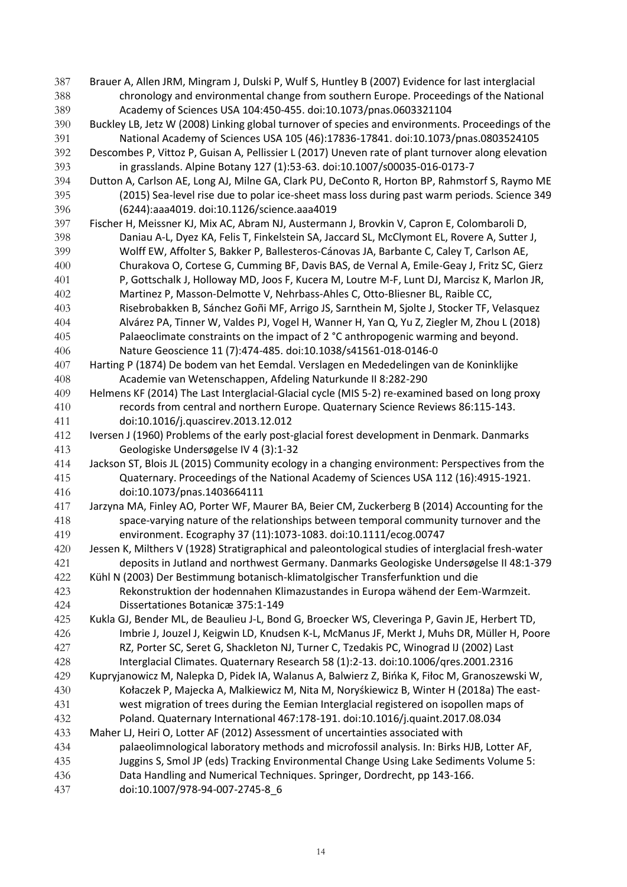Brauer A, Allen JRM, Mingram J, Dulski P, Wulf S, Huntley B (2007) Evidence for last interglacial chronology and environmental change from southern Europe. Proceedings of the National Academy of Sciences USA 104:450-455. doi:10.1073/pnas.0603321104

Buckley LB, Jetz W (2008) Linking global turnover of species and environments. Proceedings of the National Academy of Sciences USA 105 (46):17836-17841. doi:10.1073/pnas.0803524105

Descombes P, Vittoz P, Guisan A, Pellissier L (2017) Uneven rate of plant turnover along elevation in grasslands. Alpine Botany 127 (1):53-63. doi:10.1007/s00035-016-0173-7

Dutton A, Carlson AE, Long AJ, Milne GA, Clark PU, DeConto R, Horton BP, Rahmstorf S, Raymo ME (2015) Sea-level rise due to polar ice-sheet mass loss during past warm periods. Science 349 (6244):aaa4019. doi:10.1126/science.aaa4019

Fischer H, Meissner KJ, Mix AC, Abram NJ, Austermann J, Brovkin V, Capron E, Colombaroli D, Daniau A-L, Dyez KA, Felis T, Finkelstein SA, Jaccard SL, McClymont EL, Rovere A, Sutter J, Wolff EW, Affolter S, Bakker P, Ballesteros-Cánovas JA, Barbante C, Caley T, Carlson AE, Churakova O, Cortese G, Cumming BF, Davis BAS, de Vernal A, Emile-Geay J, Fritz SC, Gierz P, Gottschalk J, Holloway MD, Joos F, Kucera M, Loutre M-F, Lunt DJ, Marcisz K, Marlon JR, Martinez P, Masson-Delmotte V, Nehrbass-Ahles C, Otto-Bliesner BL, Raible CC, Risebrobakken B, Sánchez Goñi MF, Arrigo JS, Sarnthein M, Sjolte J, Stocker TF, Velasquez Alvárez PA, Tinner W, Valdes PJ, Vogel H, Wanner H, Yan Q, Yu Z, Ziegler M, Zhou L (2018) Palaeoclimate constraints on the impact of 2 °C anthropogenic warming and beyond. Nature Geoscience 11 (7):474-485. doi:10.1038/s41561-018-0146-0

Harting P (1874) De bodem van het Eemdal. Verslagen en Mededelingen van de Koninklijke Academie van Wetenschappen, Afdeling Naturkunde II 8:282-290

Helmens KF (2014) The Last Interglacial-Glacial cycle (MIS 5-2) re-examined based on long proxy records from central and northern Europe. Quaternary Science Reviews 86:115-143. doi:10.1016/j.quascirev.2013.12.012

Iversen J (1960) Problems of the early post-glacial forest development in Denmark. Danmarks Geologiske Undersøgelse IV 4 (3):1-32

Jackson ST, Blois JL (2015) Community ecology in a changing environment: Perspectives from the Quaternary. Proceedings of the National Academy of Sciences USA 112 (16):4915-1921. doi:10.1073/pnas.1403664111

Jarzyna MA, Finley AO, Porter WF, Maurer BA, Beier CM, Zuckerberg B (2014) Accounting for the space-varying nature of the relationships between temporal community turnover and the environment. Ecography 37 (11):1073-1083. doi:10.1111/ecog.00747

Jessen K, Milthers V (1928) Stratigraphical and paleontological studies of interglacial fresh-water deposits in Jutland and northwest Germany. Danmarks Geologiske Undersøgelse II 48:1-379

Kühl N (2003) Der Bestimmung botanisch-klimatolgischer Transferfunktion und die Rekonstruktion der hodennahen Klimazustandes in Europa wähend der Eem-Warmzeit. Dissertationes Botanicæ 375:1-149

Kukla GJ, Bender ML, de Beaulieu J-L, Bond G, Broecker WS, Cleveringa P, Gavin JE, Herbert TD, Imbrie J, Jouzel J, Keigwin LD, Knudsen K-L, McManus JF, Merkt J, Muhs DR, Müller H, Poore RZ, Porter SC, Seret G, Shackleton NJ, Turner C, Tzedakis PC, Winograd IJ (2002) Last Interglacial Climates. Quaternary Research 58 (1):2-13. doi:10.1006/qres.2001.2316

Kupryjanowicz M, Nalepka D, Pidek IA, Walanus A, Balwierz Z, Bińka K, Fiłoc M, Granoszewski W, Kołaczek P, Majecka A, Malkiewicz M, Nita M, Noryśkiewicz B, Winter H (2018a) The east-west migration of trees during the Eemian Interglacial registered on isopollen maps of Poland. Quaternary International 467:178-191. doi:10.1016/j.quaint.2017.08.034

Maher LJ, Heiri O, Lotter AF (2012) Assessment of uncertainties associated with palaeolimnological laboratory methods and microfossil analysis. In: Birks HJB, Lotter AF, Juggins S, Smol JP (eds) Tracking Environmental Change Using Lake Sediments Volume 5: Data Handling and Numerical Techniques. Springer, Dordrecht, pp 143-166. doi:10.1007/978-94-007-2745-8_6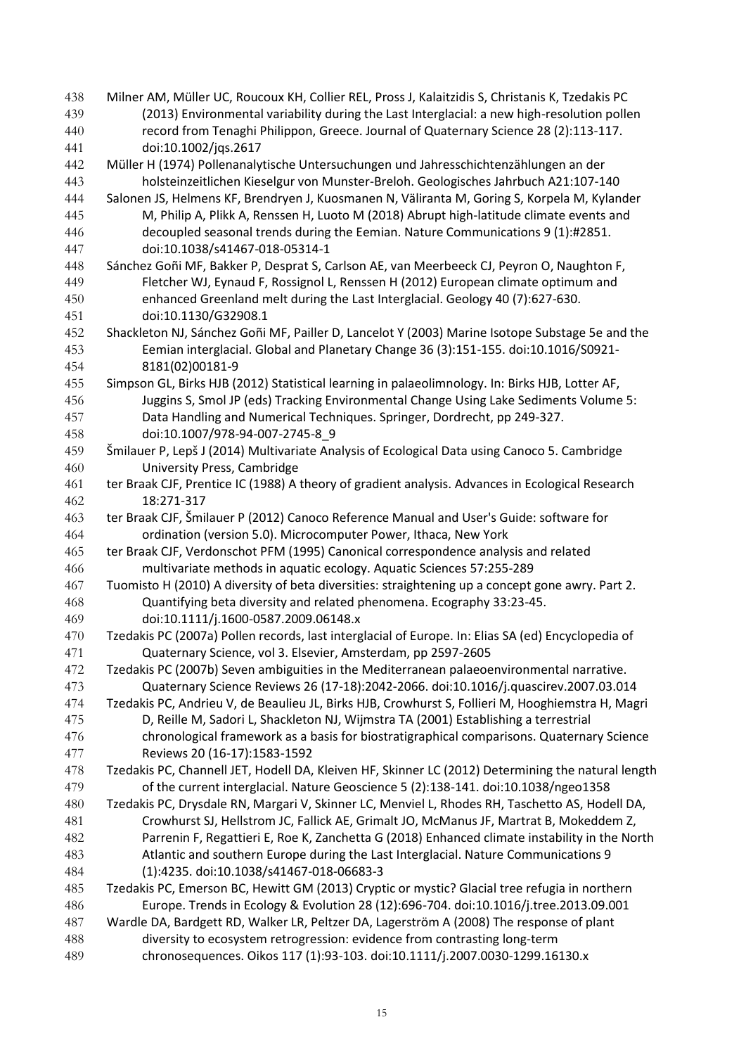Milner AM, Müller UC, Roucoux KH, Collier REL, Pross J, Kalaitzidis S, Christanis K, Tzedakis PC (2013) Environmental variability during the Last Interglacial: a new high-resolution pollen record from Tenaghi Philippon, Greece. Journal of Quaternary Science 28 (2):113-117. doi:10.1002/jqs.2617

Müller H (1974) Pollenanalytische Untersuchungen und Jahresschichtenzählungen an der holsteinzeitlichen Kieselgur von Munster-Breloh. Geologisches Jahrbuch A21:107-140

Salonen JS, Helmens KF, Brendryen J, Kuosmanen N, Väliranta M, Goring S, Korpela M, Kylander M, Philip A, Plikk A, Renssen H, Luoto M (2018) Abrupt high-latitude climate events and decoupled seasonal trends during the Eemian. Nature Communications 9 (1):#2851. doi:10.1038/s41467-018-05314-1

Sánchez Goñi MF, Bakker P, Desprat S, Carlson AE, van Meerbeeck CJ, Peyron O, Naughton F, Fletcher WJ, Eynaud F, Rossignol L, Renssen H (2012) European climate optimum and enhanced Greenland melt during the Last Interglacial. Geology 40 (7):627-630. doi:10.1130/G32908.1

Shackleton NJ, Sánchez Goñi MF, Pailler D, Lancelot Y (2003) Marine Isotope Substage 5e and the Eemian interglacial. Global and Planetary Change 36 (3):151-155. doi:10.1016/S0921-8181(02)00181-9

Simpson GL, Birks HJB (2012) Statistical learning in palaeolimnology. In: Birks HJB, Lotter AF, Juggins S, Smol JP (eds) Tracking Environmental Change Using Lake Sediments Volume 5: Data Handling and Numerical Techniques. Springer, Dordrecht, pp 249-327. doi:10.1007/978-94-007-2745-8_9

Šmilauer P, Lepš J (2014) Multivariate Analysis of Ecological Data using Canoco 5. Cambridge University Press, Cambridge

ter Braak CJF, Prentice IC (1988) A theory of gradient analysis. Advances in Ecological Research 18:271-317

ter Braak CJF, Šmilauer P (2012) Canoco Reference Manual and User's Guide: software for ordination (version 5.0). Microcomputer Power, Ithaca, New York

ter Braak CJF, Verdonschot PFM (1995) Canonical correspondence analysis and related multivariate methods in aquatic ecology. Aquatic Sciences 57:255-289

Tuomisto H (2010) A diversity of beta diversities: straightening up a concept gone awry. Part 2. Quantifying beta diversity and related phenomena. Ecography 33:23-45. doi:10.1111/j.1600-0587.2009.06148.x

Tzedakis PC (2007a) Pollen records, last interglacial of Europe. In: Elias SA (ed) Encyclopedia of Quaternary Science, vol 3. Elsevier, Amsterdam, pp 2597-2605

Tzedakis PC (2007b) Seven ambiguities in the Mediterranean palaeoenvironmental narrative. Quaternary Science Reviews 26 (17-18):2042-2066. doi:10.1016/j.quascirev.2007.03.014

Tzedakis PC, Andrieu V, de Beaulieu JL, Birks HJB, Crowhurst S, Follieri M, Hooghiemstra H, Magri D, Reille M, Sadori L, Shackleton NJ, Wijmstra TA (2001) Establishing a terrestrial chronological framework as a basis for biostratigraphical comparisons. Quaternary Science Reviews 20 (16-17):1583-1592

Tzedakis PC, Channell JET, Hodell DA, Kleiven HF, Skinner LC (2012) Determining the natural length of the current interglacial. Nature Geoscience 5 (2):138-141. doi:10.1038/ngeo1358

Tzedakis PC, Drysdale RN, Margari V, Skinner LC, Menviel L, Rhodes RH, Taschetto AS, Hodell DA, Crowhurst SJ, Hellstrom JC, Fallick AE, Grimalt JO, McManus JF, Martrat B, Mokeddem Z, Parrenin F, Regattieri E, Roe K, Zanchetta G (2018) Enhanced climate instability in the North Atlantic and southern Europe during the Last Interglacial. Nature Communications 9 (1):4235. doi:10.1038/s41467-018-06683-3

Tzedakis PC, Emerson BC, Hewitt GM (2013) Cryptic or mystic? Glacial tree refugia in northern Europe. Trends in Ecology & Evolution 28 (12):696-704. doi:10.1016/j.tree.2013.09.001

Wardle DA, Bardgett RD, Walker LR, Peltzer DA, Lagerström A (2008) The response of plant diversity to ecosystem retrogression: evidence from contrasting long-term chronosequences. Oikos 117 (1):93-103. doi:10.1111/j.2007.0030-1299.16130.x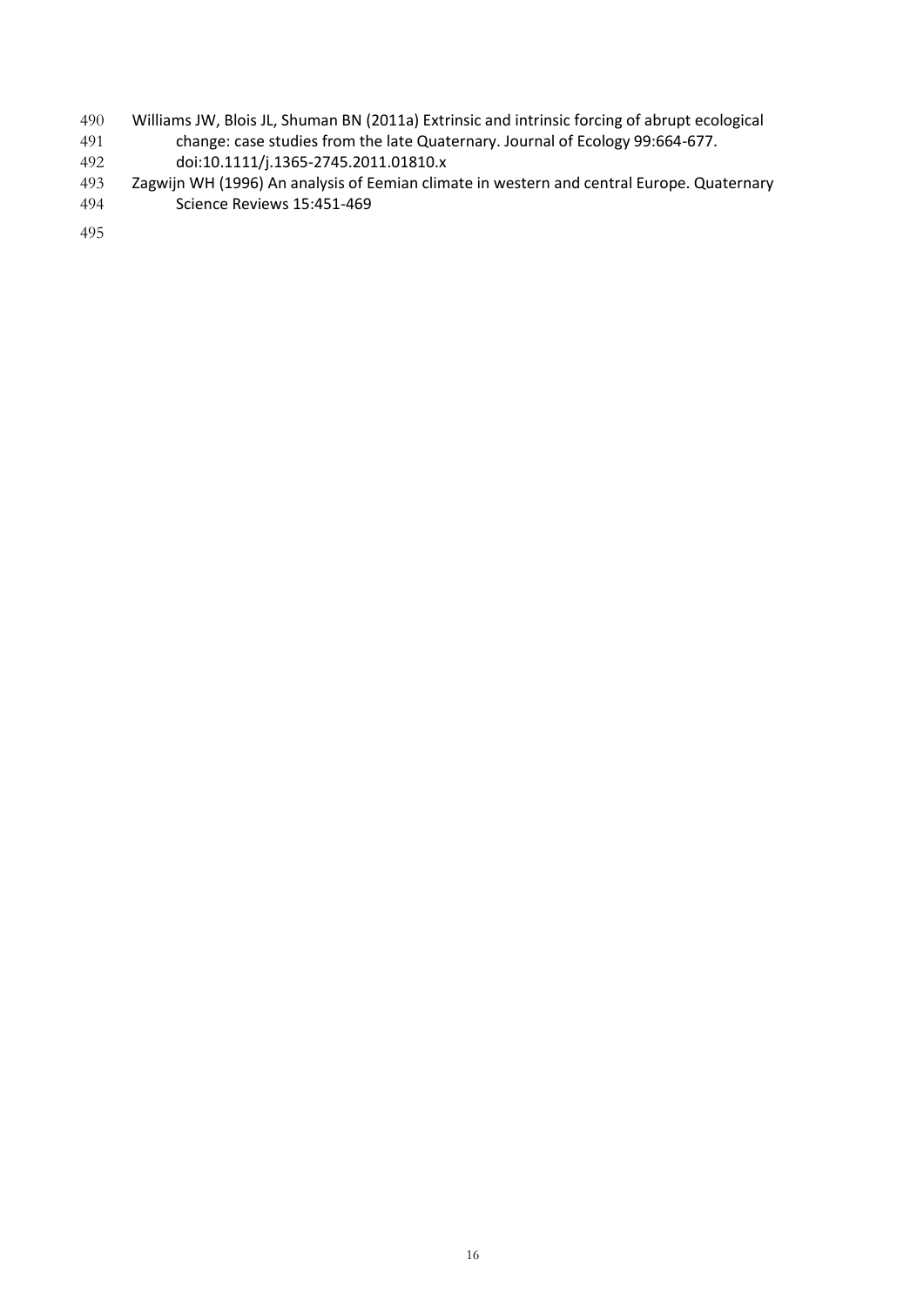Williams JW, Blois JL, Shuman BN (2011a) Extrinsic and intrinsic forcing of abrupt ecological change: case studies from the late Quaternary. Journal of Ecology 99:664-677. doi:10.1111/j.1365-2745.2011.01810.x

Zagwijn WH (1996) An analysis of Eemian climate in western and central Europe. Quaternary Science Reviews 15:451-469